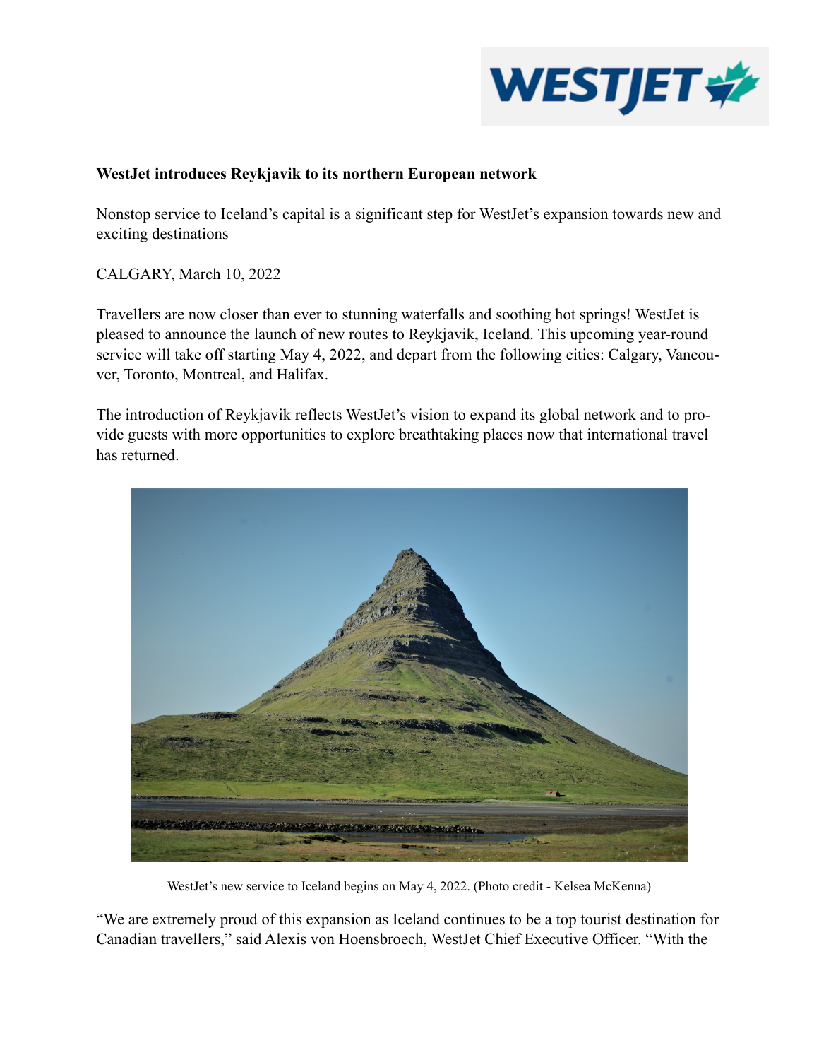**WestJet introduces Reykjavik to its northern European network**

Nonstop service to Iceland's capital is a significant step for WestJet's expansion towards new and exciting destinations

CALGARY, March 10, 2022

Travellers are now closer than ever to stunning waterfalls and soothing hot springs! WestJet is pleased to announce the launch of new routes to Reykjavik, Iceland. This upcoming year-round service will take off starting May 4, 2022, and depart from the following cities: Calgary, Vancouver, Toronto, Montreal, and Halifax.

The introduction of Reykjavik reflects WestJet's vision to expand its global network and to provide guests with more opportunities to explore breathtaking places now that international travel has returned.

WestJet's new service to Iceland begins on May 4, 2022. (Photo credit - Kelsea McKenna)

"We are extremely proud of this expansion as Iceland continues to be a top tourist destination for Canadian travellers," said Alexis von Hoensbroech, WestJet Chief Executive Officer. "With the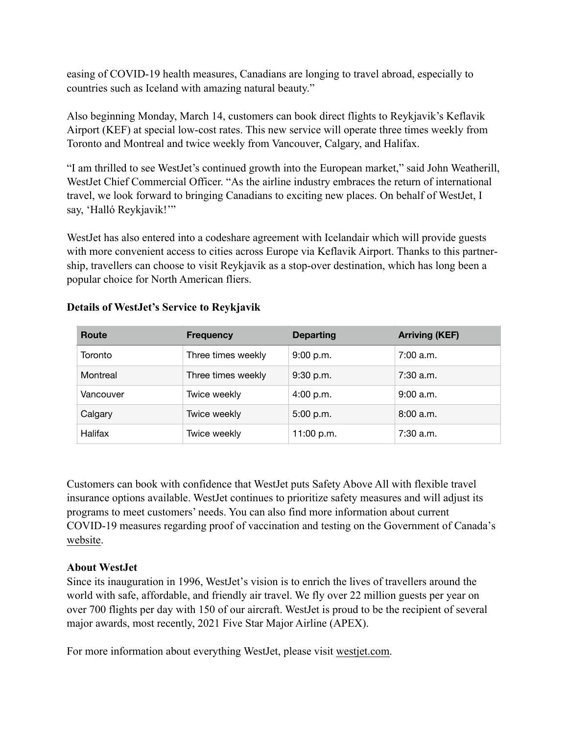easing of COVID-19 health measures, Canadians are longing to travel abroad, especially to countries such as Iceland with amazing natural beauty."

Also beginning Monday, March 14, customers can book direct flights to Reykjavik's Keflavik Airport (KEF) at special low-cost rates. This new service will operate three times weekly from Toronto and Montreal and twice weekly from Vancouver, Calgary, and Halifax.

"I am thrilled to see WestJet's continued growth into the European market," said John Weatherill, WestJet Chief Commercial Officer. "As the airline industry embraces the return of international travel, we look forward to bringing Canadians to exciting new places. On behalf of WestJet, I say, 'Halló Reykjavik!'"

WestJet has also entered into a codeshare agreement with Icelandair which will provide guests with more convenient access to cities across Europe via Keflavik Airport. Thanks to this partnership, travellers can choose to visit Reykjavik as a stop-over destination, which has long been a popular choice for North American fliers.

**Details of WestJet's Service to Reykjavik**

| Route | Frequency | Departing | Arriving (KEF) |
|---|---|---|---|
| Toronto | Three times weekly | 9:00 p.m. | 7:00 a.m. |
| Montreal | Three times weekly | 9:30 p.m. | 7:30 a.m. |
| Vancouver | Twice weekly | 4:00 p.m. | 9:00 a.m. |
| Calgary | Twice weekly | 5:00 p.m. | 8:00 a.m. |
| Halifax | Twice weekly | 11:00 p.m. | 7:30 a.m. |

Customers can book with confidence that WestJet puts Safety Above All with flexible travel insurance options available. WestJet continues to prioritize safety measures and will adjust its programs to meet customers' needs. You can also find more information about current COVID-19 measures regarding proof of vaccination and testing on the Government of Canada's website.

**About WestJet**

Since its inauguration in 1996, WestJet's vision is to enrich the lives of travellers around the world with safe, affordable, and friendly air travel. We fly over 22 million guests per year on over 700 flights per day with 150 of our aircraft. WestJet is proud to be the recipient of several major awards, most recently, 2021 Five Star Major Airline (APEX).

For more information about everything WestJet, please visit westjet.com.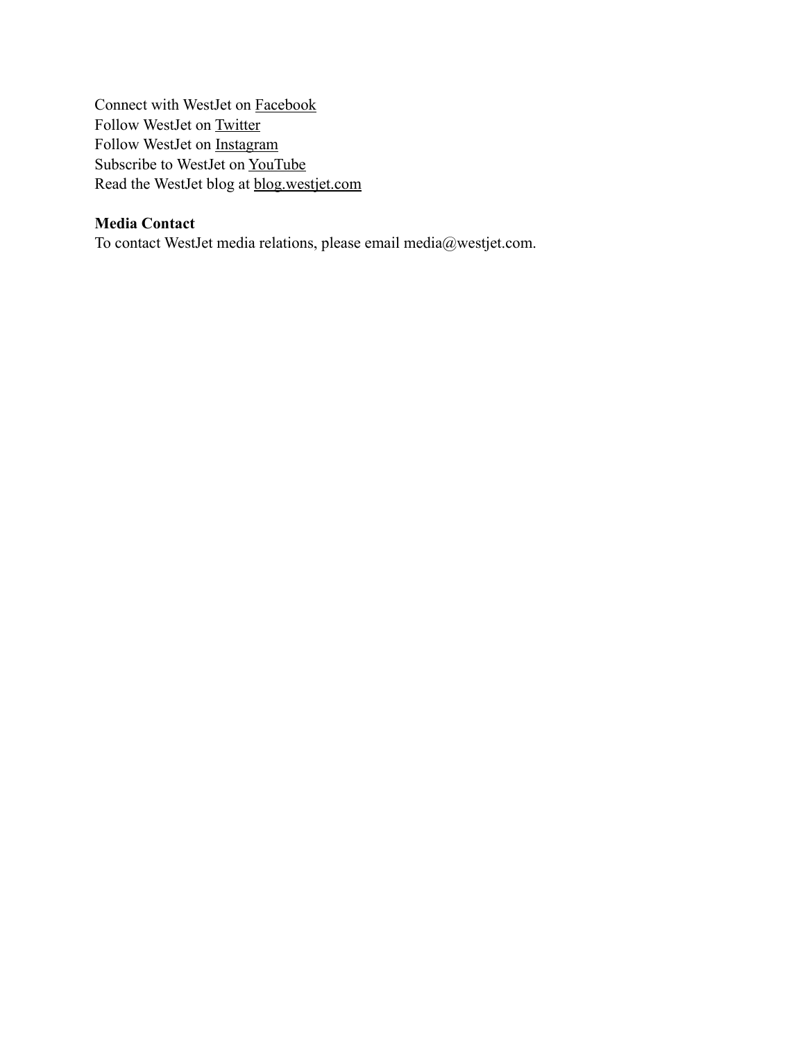Connect with WestJet on Facebook
Follow WestJet on Twitter
Follow WestJet on Instagram
Subscribe to WestJet on YouTube
Read the WestJet blog at blog.westjet.com

**Media Contact**
To contact WestJet media relations, please email media@westjet.com.